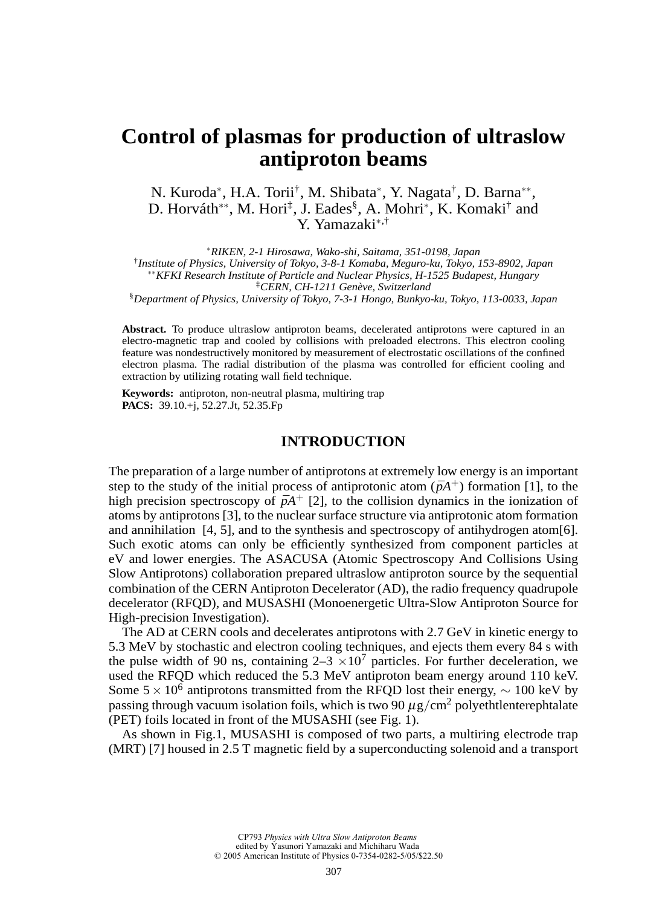# Control of plasmas for production of ultraslow antiproton beams

N. Kuroda[*], H.A. Torii[†], M. Shibata[*], Y. Nagata[†], D. Barna[**], D. Horváth[**], M. Hori[‡], J. Eades[§], A. Mohri[*], K. Komaki[†] and Y. Yamazaki[*,†]

[*] *RIKEN, 2-1 Hirosawa, Wako-shi, Saitama, 351-0198, Japan*
[†] *Institute of Physics, University of Tokyo, 3-8-1 Komaba, Meguro-ku, Tokyo, 153-8902, Japan*
[**] *KFKI Research Institute of Particle and Nuclear Physics, H-1525 Budapest, Hungary*
[‡] *CERN, CH-1211 Genève, Switzerland*
[§] *Department of Physics, University of Tokyo, 7-3-1 Hongo, Bunkyo-ku, Tokyo, 113-0033, Japan*

**Abstract.** To produce ultraslow antiproton beams, decelerated antiprotons were captured in an electro-magnetic trap and cooled by collisions with preloaded electrons. This electron cooling feature was nondestructively monitored by measurement of electrostatic oscillations of the confined electron plasma. The radial distribution of the plasma was controlled for efficient cooling and extraction by utilizing rotating wall field technique.

**Keywords:** antiproton, non-neutral plasma, multiring trap
**PACS:** 39.10.+j, 52.27.Jt, 52.35.Fp

## INTRODUCTION

The preparation of a large number of antiprotons at extremely low energy is an important step to the study of the initial process of antiprotonic atom ($\bar{p}A^+$) formation [1], to the high precision spectroscopy of $\bar{p}A^+$ [2], to the collision dynamics in the ionization of atoms by antiprotons [3], to the nuclear surface structure via antiprotonic atom formation and annihilation [4, 5], and to the synthesis and spectroscopy of antihydrogen atom[6]. Such exotic atoms can only be efficiently synthesized from component particles at eV and lower energies. The ASACUSA (Atomic Spectroscopy And Collisions Using Slow Antiprotons) collaboration prepared ultraslow antiproton source by the sequential combination of the CERN Antiproton Decelerator (AD), the radio frequency quadrupole decelerator (RFQD), and MUSASHI (Monoenergetic Ultra-Slow Antiproton Source for High-precision Investigation).

The AD at CERN cools and decelerates antiprotons with 2.7 GeV in kinetic energy to 5.3 MeV by stochastic and electron cooling techniques, and ejects them every 84 s with the pulse width of 90 ns, containing 2–3 $\times 10^7$ particles. For further deceleration, we used the RFQD which reduced the 5.3 MeV antiproton beam energy around 110 keV. Some $5 \times 10^6$ antiprotons transmitted from the RFQD lost their energy, $\sim$ 100 keV by passing through vacuum isolation foils, which is two 90 $\mu$g/cm$^2$ polyethtlenterephtalate (PET) foils located in front of the MUSASHI (see Fig. 1).

As shown in Fig.1, MUSASHI is composed of two parts, a multiring electrode trap (MRT) [7] housed in 2.5 T magnetic field by a superconducting solenoid and a transport

CP793 *Physics with Ultra Slow Antiproton Beams*
edited by Yasunori Yamazaki and Michiharu Wada
© 2005 American Institute of Physics 0-7354-0282-5/05/$22.50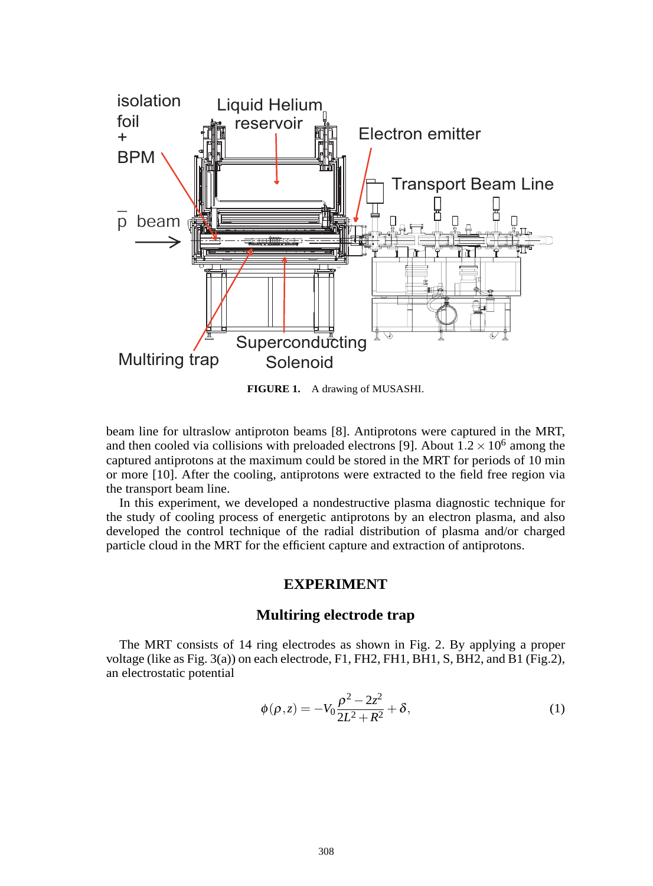isolation foil + BPM

Liquid Helium reservoir

Electron emitter

Transport Beam Line

$\bar{p}$ beam

Multiring trap

Superconducting Solenoid

**FIGURE 1.** A drawing of MUSASHI.

beam line for ultraslow antiproton beams [8]. Antiprotons were captured in the MRT, and then cooled via collisions with preloaded electrons [9]. About $1.2 \times 10^6$ among the captured antiprotons at the maximum could be stored in the MRT for periods of 10 min or more [10]. After the cooling, antiprotons were extracted to the field free region via the transport beam line.

In this experiment, we developed a nondestructive plasma diagnostic technique for the study of cooling process of energetic antiprotons by an electron plasma, and also developed the control technique of the radial distribution of plasma and/or charged particle cloud in the MRT for the efficient capture and extraction of antiprotons.

## EXPERIMENT

### Multiring electrode trap

The MRT consists of 14 ring electrodes as shown in Fig. 2. By applying a proper voltage (like as Fig. 3(a)) on each electrode, F1, FH2, FH1, BH1, S, BH2, and B1 (Fig.2), an electrostatic potential

$$\phi(\rho, z) = -V_0 \frac{\rho^2 - 2z^2}{2L^2 + R^2} + \delta, \tag{1}$$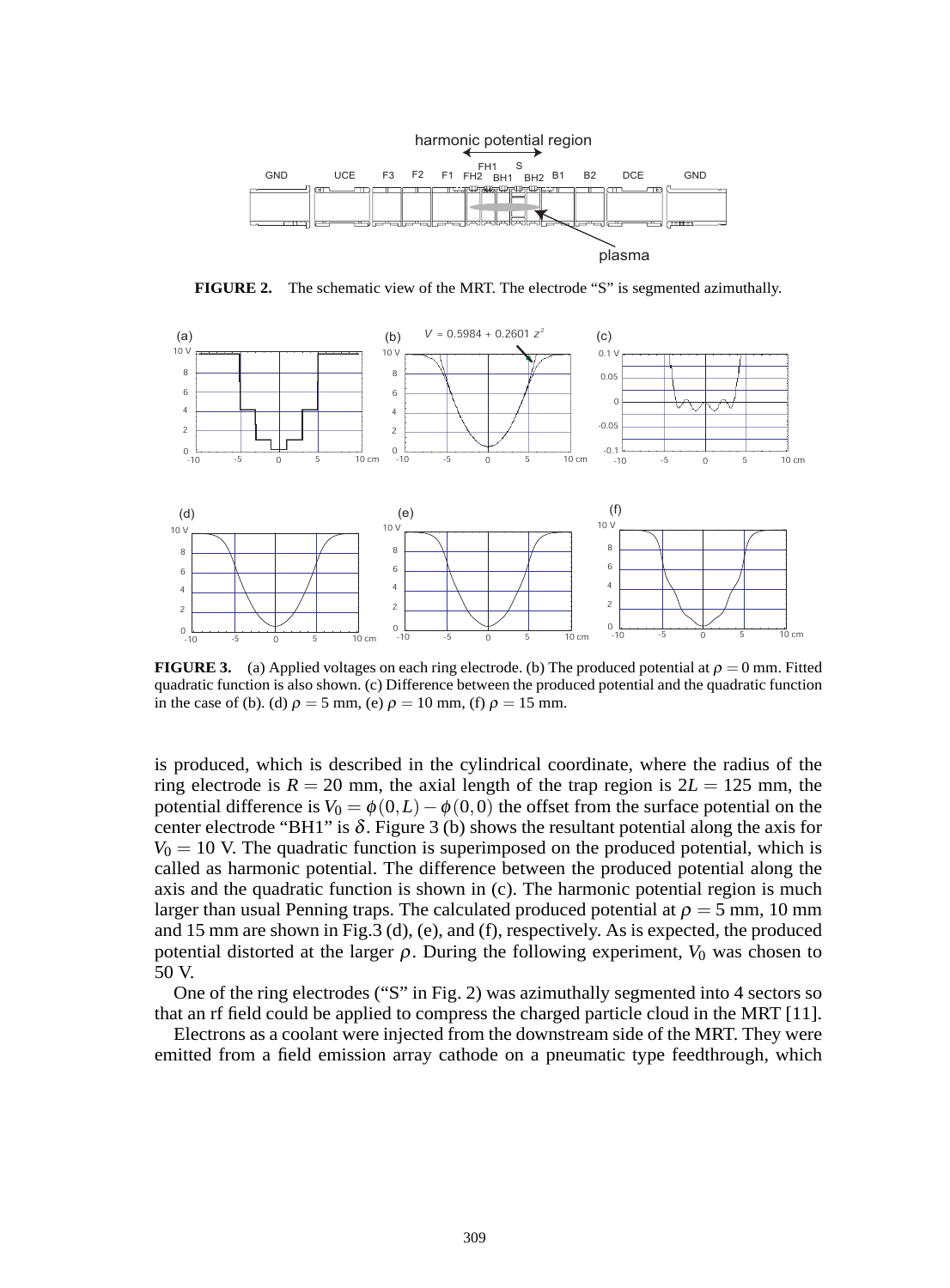harmonic potential region

GND UCE F3 F2 F1 FH2 FH1 BH1 S BH2 B1 B2 DCE GND

plasma

**FIGURE 2.** The schematic view of the MRT. The electrode "S" is segmented azimuthally.

(a) (b) $V = 0.5984 + 0.2601\ z^2$ (c)

(d) (e) (f)

**FIGURE 3.** (a) Applied voltages on each ring electrode. (b) The produced potential at $\rho = 0$ mm. Fitted quadratic function is also shown. (c) Difference between the produced potential and the quadratic function in the case of (b). (d) $\rho = 5$ mm, (e) $\rho = 10$ mm, (f) $\rho = 15$ mm.

is produced, which is described in the cylindrical coordinate, where the radius of the ring electrode is $R = 20$ mm, the axial length of the trap region is $2L = 125$ mm, the potential difference is $V_0 = \phi(0,L) - \phi(0,0)$ the offset from the surface potential on the center electrode "BH1" is $\delta$. Figure 3 (b) shows the resultant potential along the axis for $V_0 = 10$ V. The quadratic function is superimposed on the produced potential, which is called as harmonic potential. The difference between the produced potential along the axis and the quadratic function is shown in (c). The harmonic potential region is much larger than usual Penning traps. The calculated produced potential at $\rho = 5$ mm, 10 mm and 15 mm are shown in Fig.3 (d), (e), and (f), respectively. As is expected, the produced potential distorted at the larger $\rho$. During the following experiment, $V_0$ was chosen to 50 V.

One of the ring electrodes ("S" in Fig. 2) was azimuthally segmented into 4 sectors so that an rf field could be applied to compress the charged particle cloud in the MRT [11].

Electrons as a coolant were injected from the downstream side of the MRT. They were emitted from a field emission array cathode on a pneumatic type feedthrough, which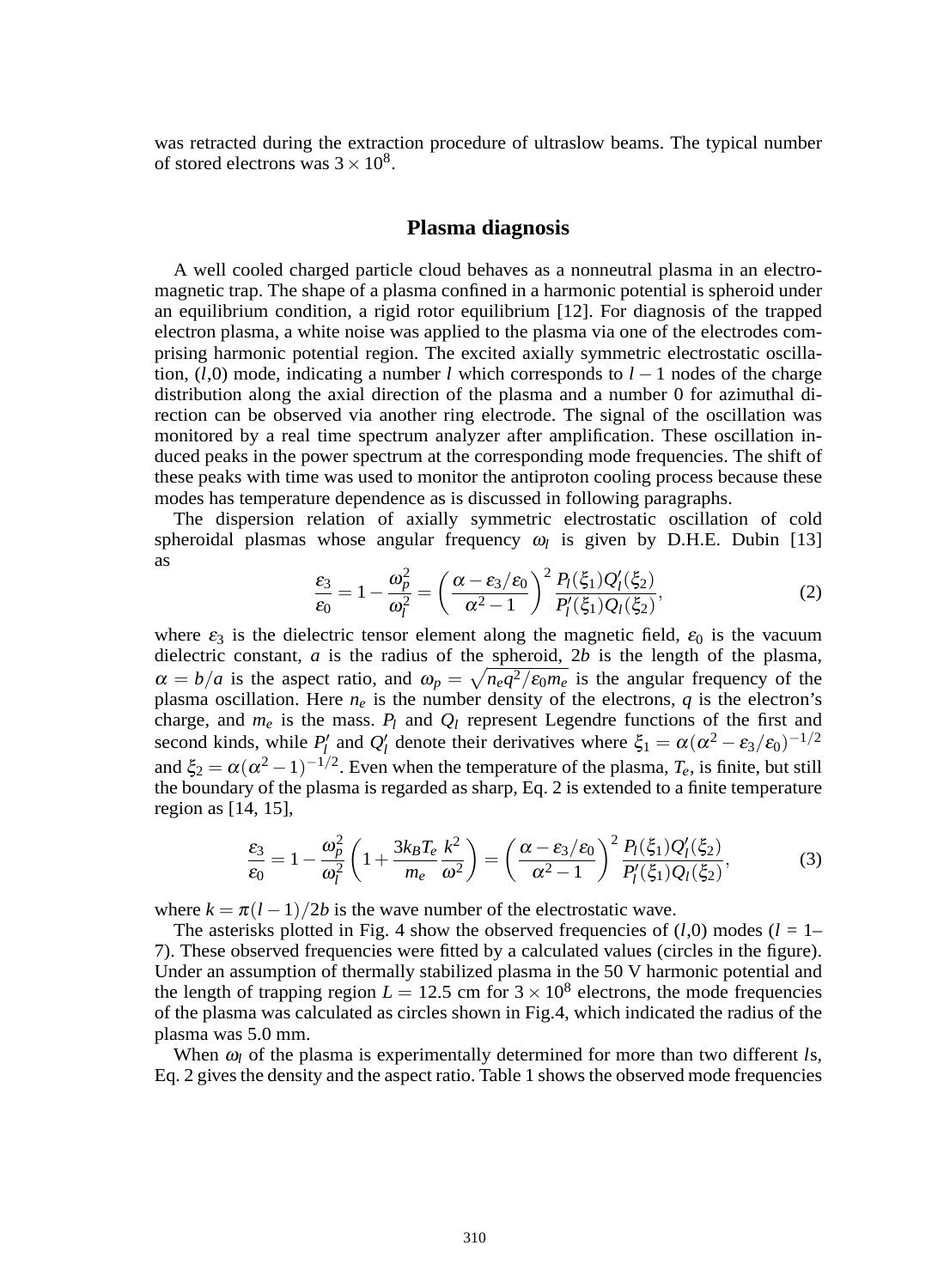was retracted during the extraction procedure of ultraslow beams. The typical number of stored electrons was $3 \times 10^8$.

## Plasma diagnosis

A well cooled charged particle cloud behaves as a nonneutral plasma in an electromagnetic trap. The shape of a plasma confined in a harmonic potential is spheroid under an equilibrium condition, a rigid rotor equilibrium [12]. For diagnosis of the trapped electron plasma, a white noise was applied to the plasma via one of the electrodes comprising harmonic potential region. The excited axially symmetric electrostatic oscillation, ($l$,0) mode, indicating a number $l$ which corresponds to $l-1$ nodes of the charge distribution along the axial direction of the plasma and a number 0 for azimuthal direction can be observed via another ring electrode. The signal of the oscillation was monitored by a real time spectrum analyzer after amplification. These oscillation induced peaks in the power spectrum at the corresponding mode frequencies. The shift of these peaks with time was used to monitor the antiproton cooling process because these modes has temperature dependence as is discussed in following paragraphs.

The dispersion relation of axially symmetric electrostatic oscillation of cold spheroidal plasmas whose angular frequency $\omega_l$ is given by D.H.E. Dubin [13] as

$$\frac{\varepsilon_3}{\varepsilon_0} = 1 - \frac{\omega_p^2}{\omega_l^2} = \left( \frac{\alpha - \varepsilon_3/\varepsilon_0}{\alpha^2 - 1} \right)^2 \frac{P_l(\xi_1) Q_l'(\xi_2)}{P_l'(\xi_1) Q_l(\xi_2)}, \tag{2}$$

where $\varepsilon_3$ is the dielectric tensor element along the magnetic field, $\varepsilon_0$ is the vacuum dielectric constant, $a$ is the radius of the spheroid, $2b$ is the length of the plasma, $\alpha = b/a$ is the aspect ratio, and $\omega_p = \sqrt{n_e q^2/\varepsilon_0 m_e}$ is the angular frequency of the plasma oscillation. Here $n_e$ is the number density of the electrons, $q$ is the electron's charge, and $m_e$ is the mass. $P_l$ and $Q_l$ represent Legendre functions of the first and second kinds, while $P_l'$ and $Q_l'$ denote their derivatives where $\xi_1 = \alpha(\alpha^2 - \varepsilon_3/\varepsilon_0)^{-1/2}$ and $\xi_2 = \alpha(\alpha^2 - 1)^{-1/2}$. Even when the temperature of the plasma, $T_e$, is finite, but still the boundary of the plasma is regarded as sharp, Eq. 2 is extended to a finite temperature region as [14, 15],

$$\frac{\varepsilon_3}{\varepsilon_0} = 1 - \frac{\omega_p^2}{\omega_l^2} \left( 1 + \frac{3k_B T_e}{m_e} \frac{k^2}{\omega^2} \right) = \left( \frac{\alpha - \varepsilon_3/\varepsilon_0}{\alpha^2 - 1} \right)^2 \frac{P_l(\xi_1) Q_l'(\xi_2)}{P_l'(\xi_1) Q_l(\xi_2)}, \tag{3}$$

where $k = \pi(l-1)/2b$ is the wave number of the electrostatic wave.

The asterisks plotted in Fig. 4 show the observed frequencies of ($l$,0) modes ($l$ = 1–7). These observed frequencies were fitted by a calculated values (circles in the figure). Under an assumption of thermally stabilized plasma in the 50 V harmonic potential and the length of trapping region $L = 12.5$ cm for $3 \times 10^8$ electrons, the mode frequencies of the plasma was calculated as circles shown in Fig.4, which indicated the radius of the plasma was 5.0 mm.

When $\omega_l$ of the plasma is experimentally determined for more than two different $l$s, Eq. 2 gives the density and the aspect ratio. Table 1 shows the observed mode frequencies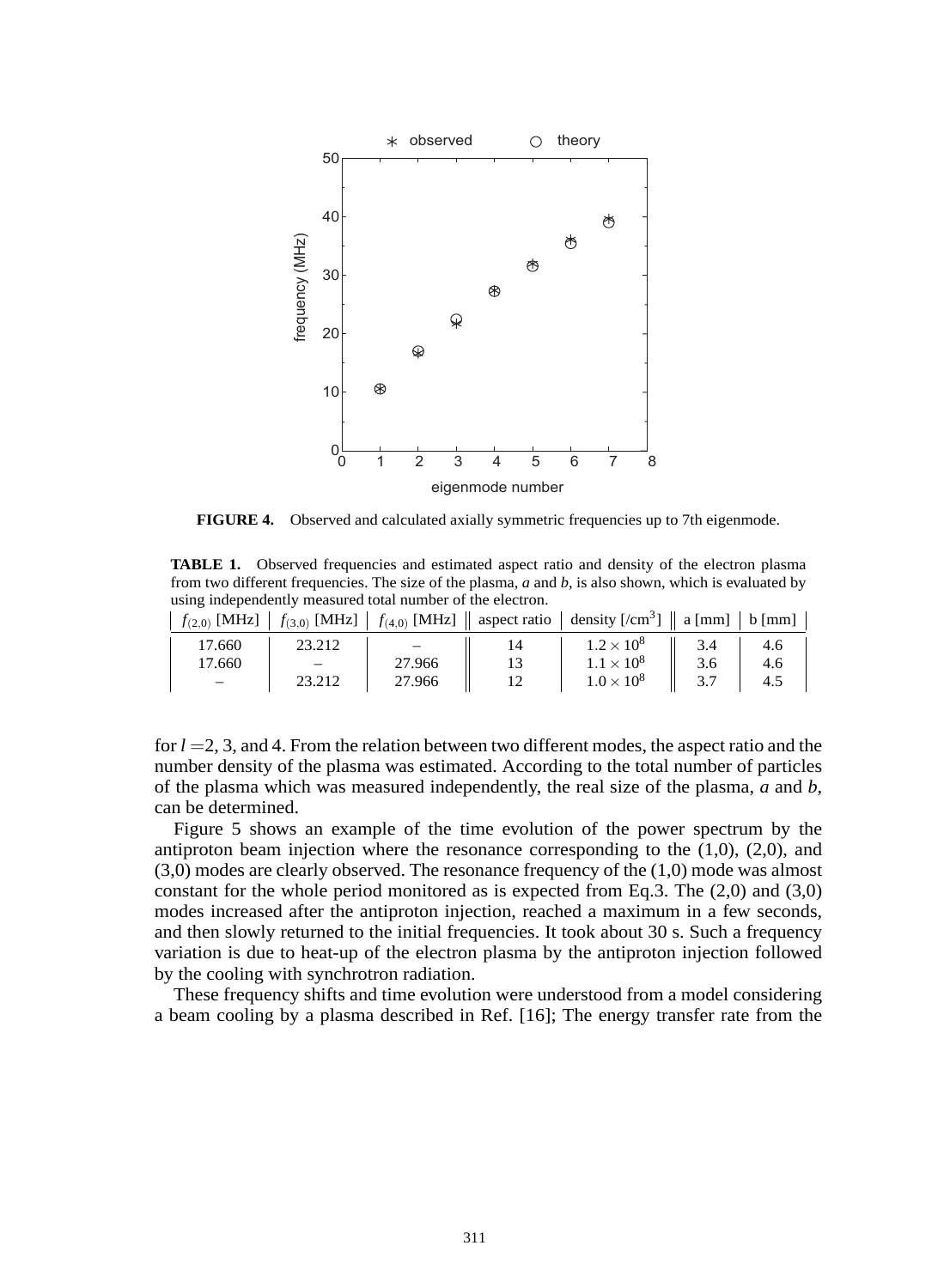∗ observed ○ theory

50

40

30

20

10

0

frequency (MHz)

0 1 2 3 4 5 6 7 8

eigenmode number

**FIGURE 4.** Observed and calculated axially symmetric frequencies up to 7th eigenmode.

**TABLE 1.** Observed frequencies and estimated aspect ratio and density of the electron plasma from two different frequencies. The size of the plasma, *a* and *b*, is also shown, which is evaluated by using independently measured total number of the electron.

| $f_{(2,0)}$ [MHz] | $f_{(3,0)}$ [MHz] | $f_{(4,0)}$ [MHz] | aspect ratio | density [/cm$^3$] | a [mm] | b [mm] |
|---|---|---|---|---|---|---|
| 17.660 | 23.212 | – | 14 | $1.2 \times 10^8$ | 3.4 | 4.6 |
| 17.660 | – | 27.966 | 13 | $1.1 \times 10^8$ | 3.6 | 4.6 |
| – | 23.212 | 27.966 | 12 | $1.0 \times 10^8$ | 3.7 | 4.5 |

for $l = 2$, 3, and 4. From the relation between two different modes, the aspect ratio and the number density of the plasma was estimated. According to the total number of particles of the plasma which was measured independently, the real size of the plasma, *a* and *b*, can be determined.

Figure 5 shows an example of the time evolution of the power spectrum by the antiproton beam injection where the resonance corresponding to the (1,0), (2,0), and (3,0) modes are clearly observed. The resonance frequency of the (1,0) mode was almost constant for the whole period monitored as is expected from Eq.3. The (2,0) and (3,0) modes increased after the antiproton injection, reached a maximum in a few seconds, and then slowly returned to the initial frequencies. It took about 30 s. Such a frequency variation is due to heat-up of the electron plasma by the antiproton injection followed by the cooling with synchrotron radiation.

These frequency shifts and time evolution were understood from a model considering a beam cooling by a plasma described in Ref. [16]; The energy transfer rate from the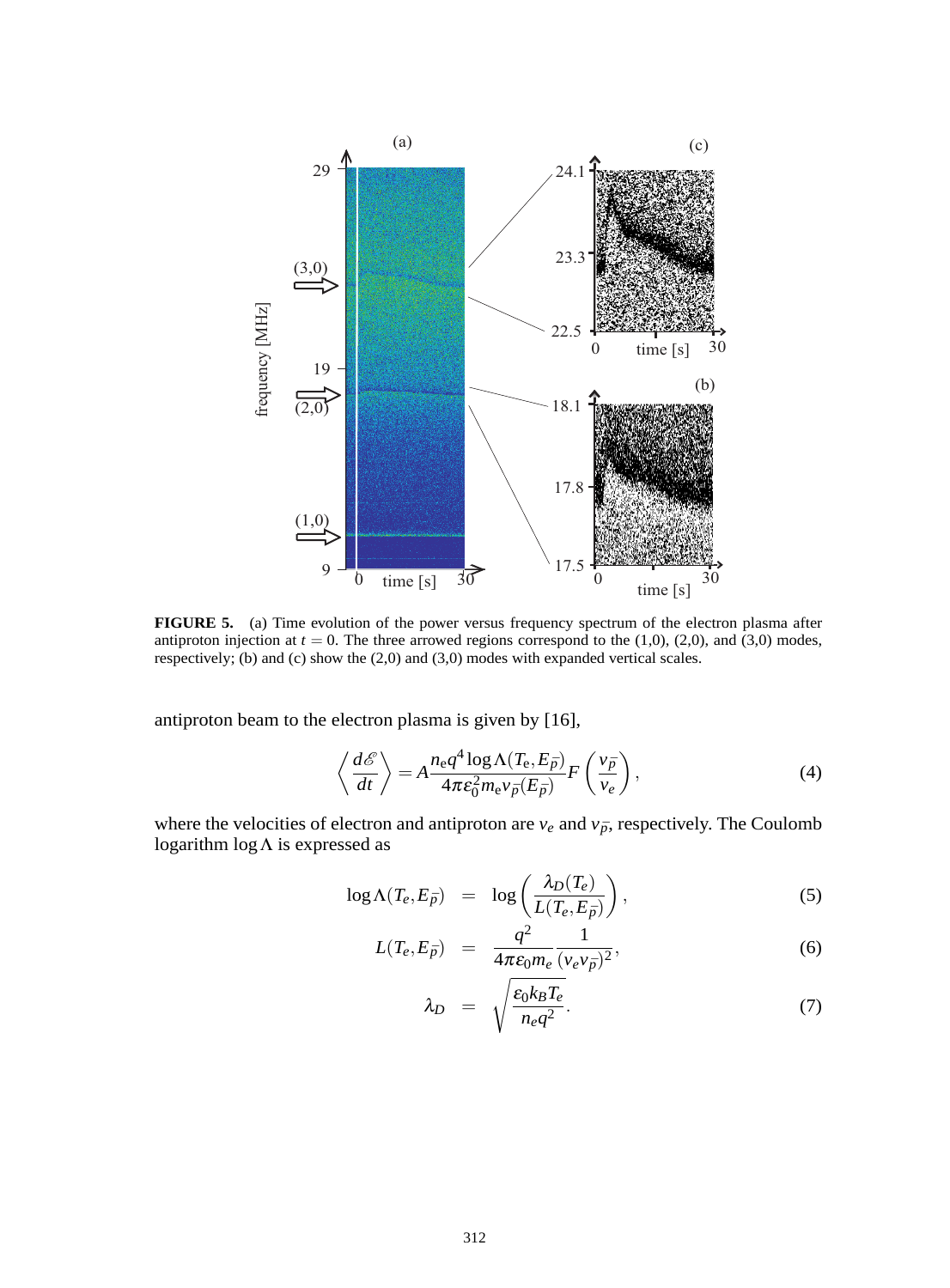(a)

29

(3,0)

frequency [MHz]

19

(2,0)

(1,0)

9

0 time [s] 30

(c)

24.1

23.3

22.5

0 time [s] 30

(b)

18.1

17.8

17.5

0 time [s] 30

**FIGURE 5.** (a) Time evolution of the power versus frequency spectrum of the electron plasma after antiproton injection at $t = 0$. The three arrowed regions correspond to the (1,0), (2,0), and (3,0) modes, respectively; (b) and (c) show the (2,0) and (3,0) modes with expanded vertical scales.

antiproton beam to the electron plasma is given by [16],

$$\left\langle \frac{d\mathscr{E}}{dt} \right\rangle = A \frac{n_e q^4 \log \Lambda(T_e, E_{\bar{p}})}{4\pi\varepsilon_0^2 m_e v_{\bar{p}}(E_{\bar{p}})} F\left(\frac{v_{\bar{p}}}{v_e}\right), \tag{4}$$

where the velocities of electron and antiproton are $v_e$ and $v_{\bar{p}}$, respectively. The Coulomb logarithm $\log \Lambda$ is expressed as

$$\log \Lambda(T_e, E_{\bar{p}}) = \log\left(\frac{\lambda_D(T_e)}{L(T_e, E_{\bar{p}})}\right), \tag{5}$$

$$L(T_e, E_{\bar{p}}) = \frac{q^2}{4\pi\varepsilon_0 m_e} \frac{1}{(v_e v_{\bar{p}})^2}, \tag{6}$$

$$\lambda_D = \sqrt{\frac{\varepsilon_0 k_B T_e}{n_e q^2}}. \tag{7}$$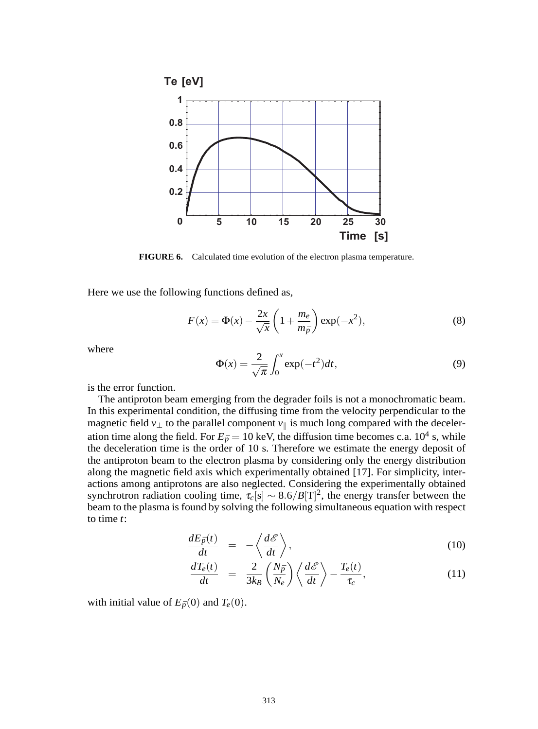Te [eV]

1

0.8

0.6

0.4

0.2

0

5 10 15 20 25 30

Time [s]

**FIGURE 6.** Calculated time evolution of the electron plasma temperature.

Here we use the following functions defined as,

$$F(x) = \Phi(x) - \frac{2x}{\sqrt{x}}\left(1 + \frac{m_e}{m_{\bar{p}}}\right)\exp(-x^2), \tag{8}$$

where

$$\Phi(x) = \frac{2}{\sqrt{\pi}}\int_0^x \exp(-t^2)dt, \tag{9}$$

is the error function.

The antiproton beam emerging from the degrader foils is not a monochromatic beam. In this experimental condition, the diffusing time from the velocity perpendicular to the magnetic field $v_\perp$ to the parallel component $v_\parallel$ is much long compared with the deceleration time along the field. For $E_{\bar{p}} = 10$ keV, the diffusion time becomes c.a. $10^4$ s, while the deceleration time is the order of 10 s. Therefore we estimate the energy deposit of the antiproton beam to the electron plasma by considering only the energy distribution along the magnetic field axis which experimentally obtained [17]. For simplicity, interactions among antiprotons are also neglected. Considering the experimentally obtained synchrotron radiation cooling time, $\tau_c[\text{s}] \sim 8.6/B[\text{T}]^2$, the energy transfer between the beam to the plasma is found by solving the following simultaneous equation with respect to time $t$:

$$\frac{dE_{\bar{p}}(t)}{dt} = -\left\langle \frac{d\mathscr{E}}{dt} \right\rangle, \tag{10}$$

$$\frac{dT_e(t)}{dt} = \frac{2}{3k_B}\left(\frac{N_{\bar{p}}}{N_e}\right)\left\langle \frac{d\mathscr{E}}{dt} \right\rangle - \frac{T_e(t)}{\tau_c}, \tag{11}$$

with initial value of $E_{\bar{p}}(0)$ and $T_e(0)$.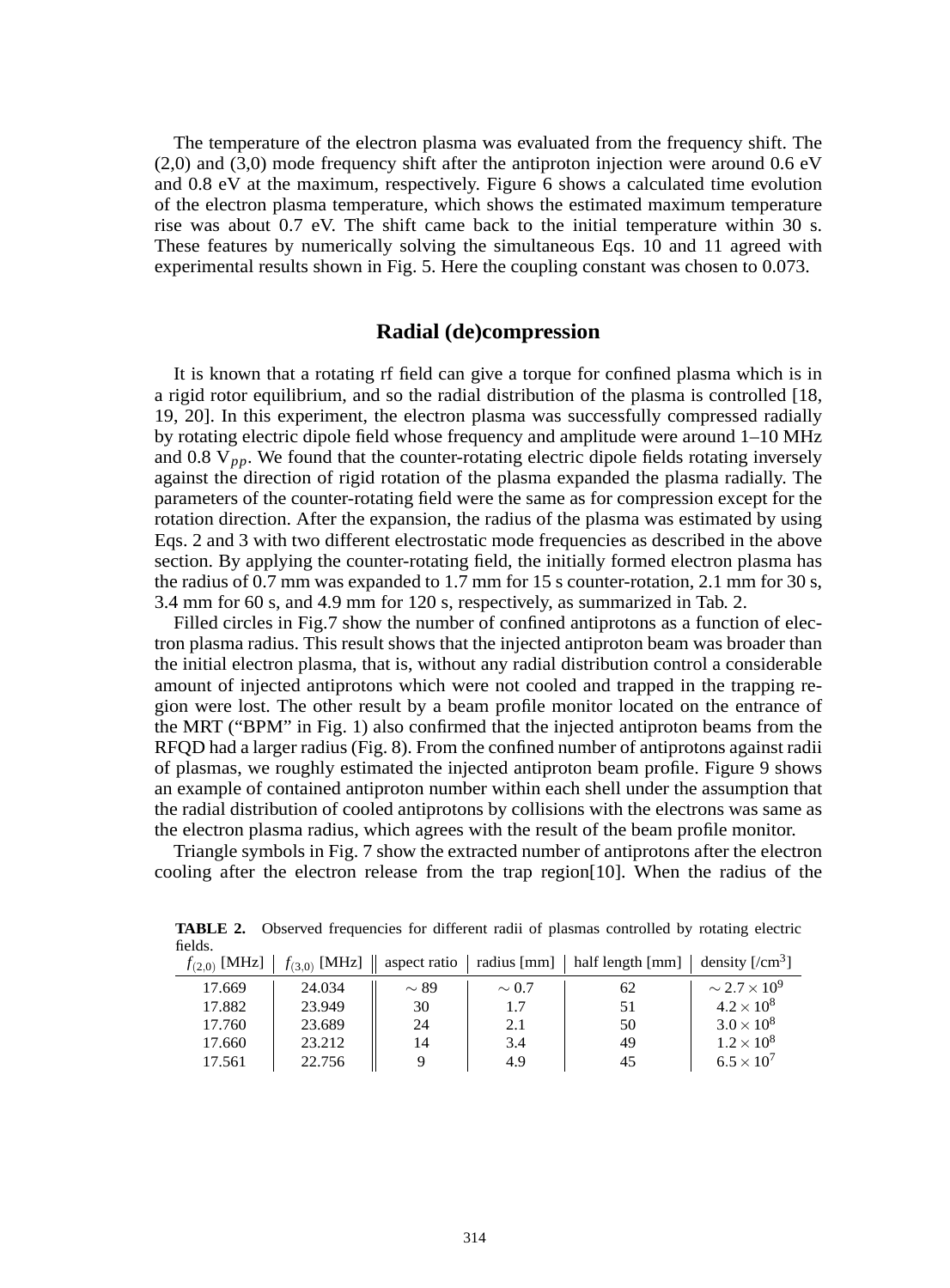The temperature of the electron plasma was evaluated from the frequency shift. The (2,0) and (3,0) mode frequency shift after the antiproton injection were around 0.6 eV and 0.8 eV at the maximum, respectively. Figure 6 shows a calculated time evolution of the electron plasma temperature, which shows the estimated maximum temperature rise was about 0.7 eV. The shift came back to the initial temperature within 30 s. These features by numerically solving the simultaneous Eqs. 10 and 11 agreed with experimental results shown in Fig. 5. Here the coupling constant was chosen to 0.073.

## Radial (de)compression

It is known that a rotating rf field can give a torque for confined plasma which is in a rigid rotor equilibrium, and so the radial distribution of the plasma is controlled [18, 19, 20]. In this experiment, the electron plasma was successfully compressed radially by rotating electric dipole field whose frequency and amplitude were around 1–10 MHz and 0.8 $V_{pp}$. We found that the counter-rotating electric dipole fields rotating inversely against the direction of rigid rotation of the plasma expanded the plasma radially. The parameters of the counter-rotating field were the same as for compression except for the rotation direction. After the expansion, the radius of the plasma was estimated by using Eqs. 2 and 3 with two different electrostatic mode frequencies as described in the above section. By applying the counter-rotating field, the initially formed electron plasma has the radius of 0.7 mm was expanded to 1.7 mm for 15 s counter-rotation, 2.1 mm for 30 s, 3.4 mm for 60 s, and 4.9 mm for 120 s, respectively, as summarized in Tab. 2.

Filled circles in Fig.7 show the number of confined antiprotons as a function of electron plasma radius. This result shows that the injected antiproton beam was broader than the initial electron plasma, that is, without any radial distribution control a considerable amount of injected antiprotons which were not cooled and trapped in the trapping region were lost. The other result by a beam profile monitor located on the entrance of the MRT ("BPM" in Fig. 1) also confirmed that the injected antiproton beams from the RFQD had a larger radius (Fig. 8). From the confined number of antiprotons against radii of plasmas, we roughly estimated the injected antiproton beam profile. Figure 9 shows an example of contained antiproton number within each shell under the assumption that the radial distribution of cooled antiprotons by collisions with the electrons was same as the electron plasma radius, which agrees with the result of the beam profile monitor.

Triangle symbols in Fig. 7 show the extracted number of antiprotons after the electron cooling after the electron release from the trap region[10]. When the radius of the

**TABLE 2.** Observed frequencies for different radii of plasmas controlled by rotating electric fields.

| $f_{(2,0)}$ [MHz] | $f_{(3,0)}$ [MHz] | aspect ratio | radius [mm] | half length [mm] | density [/cm$^3$] |
|---|---|---|---|---|---|
| 17.669 | 24.034 | $\sim 89$ | $\sim 0.7$ | 62 | $\sim 2.7 \times 10^9$ |
| 17.882 | 23.949 | 30 | 1.7 | 51 | $4.2 \times 10^8$ |
| 17.760 | 23.689 | 24 | 2.1 | 50 | $3.0 \times 10^8$ |
| 17.660 | 23.212 | 14 | 3.4 | 49 | $1.2 \times 10^8$ |
| 17.561 | 22.756 | 9 | 4.9 | 45 | $6.5 \times 10^7$ |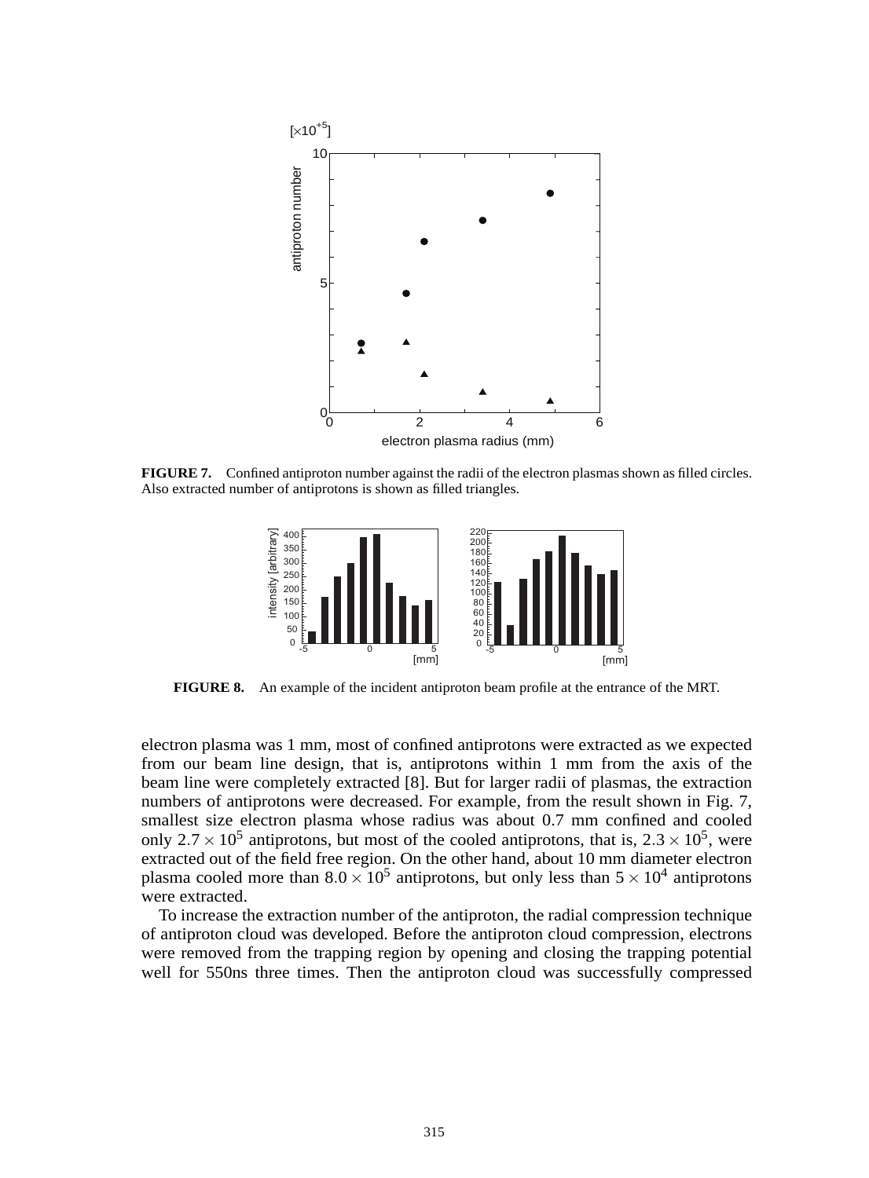[$\times 10^{+5}$]

10

5

0

antiproton number

0 2 4 6

electron plasma radius (mm)

**FIGURE 7.** Confined antiproton number against the radii of the electron plasmas shown as filled circles. Also extracted number of antiprotons is shown as filled triangles.

intensity [arbitrary]

400 350 300 250 200 150 100 50 0

-5 0 5

[mm]

220 200 180 160 140 120 100 80 60 40 20 0

-5 0 5

[mm]

**FIGURE 8.** An example of the incident antiproton beam profile at the entrance of the MRT.

electron plasma was 1 mm, most of confined antiprotons were extracted as we expected from our beam line design, that is, antiprotons within 1 mm from the axis of the beam line were completely extracted [8]. But for larger radii of plasmas, the extraction numbers of antiprotons were decreased. For example, from the result shown in Fig. 7, smallest size electron plasma whose radius was about 0.7 mm confined and cooled only $2.7 \times 10^5$ antiprotons, but most of the cooled antiprotons, that is, $2.3 \times 10^5$, were extracted out of the field free region. On the other hand, about 10 mm diameter electron plasma cooled more than $8.0 \times 10^5$ antiprotons, but only less than $5 \times 10^4$ antiprotons were extracted.

To increase the extraction number of the antiproton, the radial compression technique of antiproton cloud was developed. Before the antiproton cloud compression, electrons were removed from the trapping region by opening and closing the trapping potential well for 550ns three times. Then the antiproton cloud was successfully compressed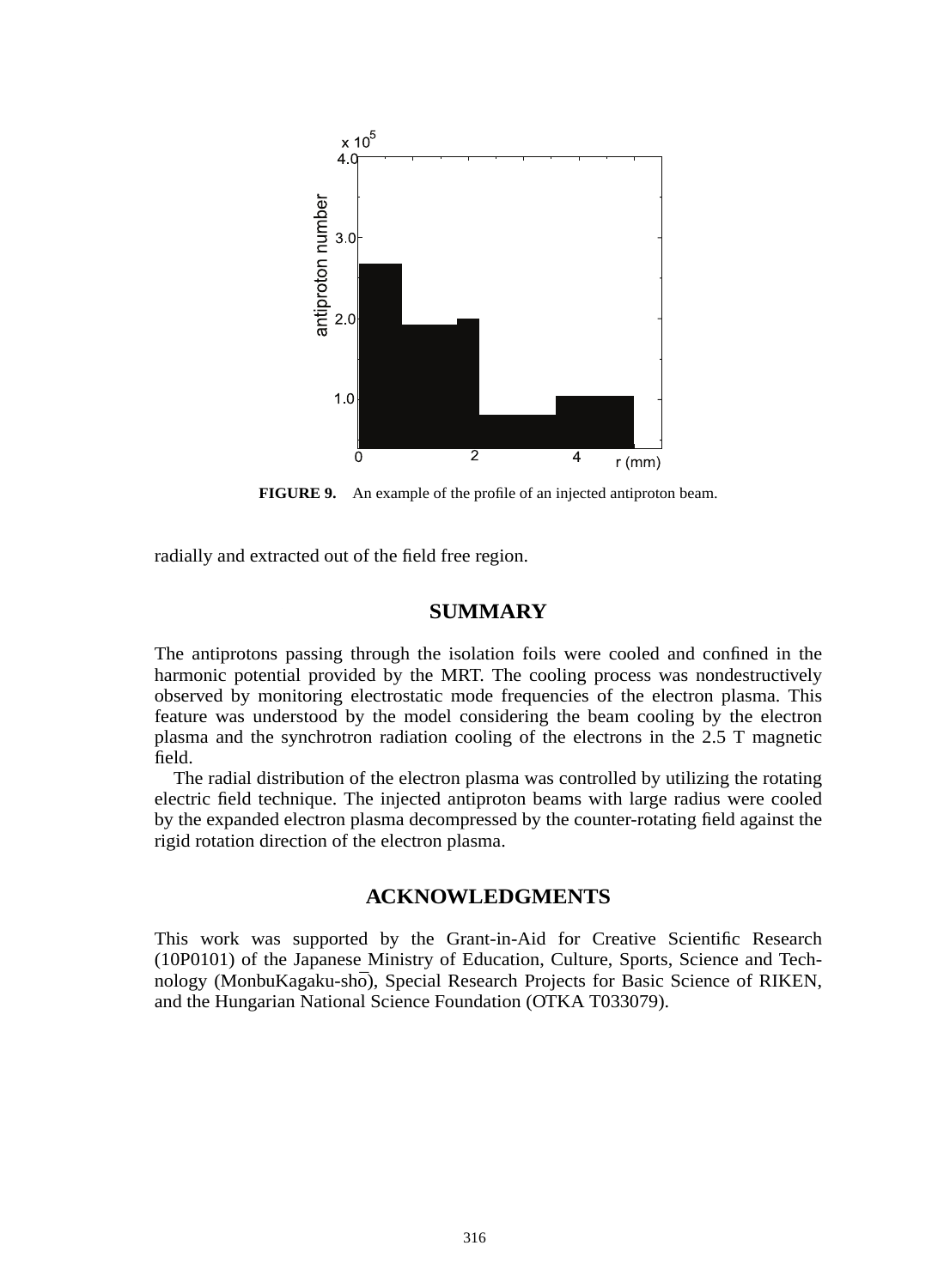FIGURE 9. An example of the profile of an injected antiproton beam.

radially and extracted out of the field free region.

## SUMMARY

The antiprotons passing through the isolation foils were cooled and confined in the harmonic potential provided by the MRT. The cooling process was nondestructively observed by monitoring electrostatic mode frequencies of the electron plasma. This feature was understood by the model considering the beam cooling by the electron plasma and the synchrotron radiation cooling of the electrons in the 2.5 T magnetic field.

The radial distribution of the electron plasma was controlled by utilizing the rotating electric field technique. The injected antiproton beams with large radius were cooled by the expanded electron plasma decompressed by the counter-rotating field against the rigid rotation direction of the electron plasma.

## ACKNOWLEDGMENTS

This work was supported by the Grant-in-Aid for Creative Scientific Research (10P0101) of the Japanese Ministry of Education, Culture, Sports, Science and Technology (MonbuKagaku-shō), Special Research Projects for Basic Science of RIKEN, and the Hungarian National Science Foundation (OTKA T033079).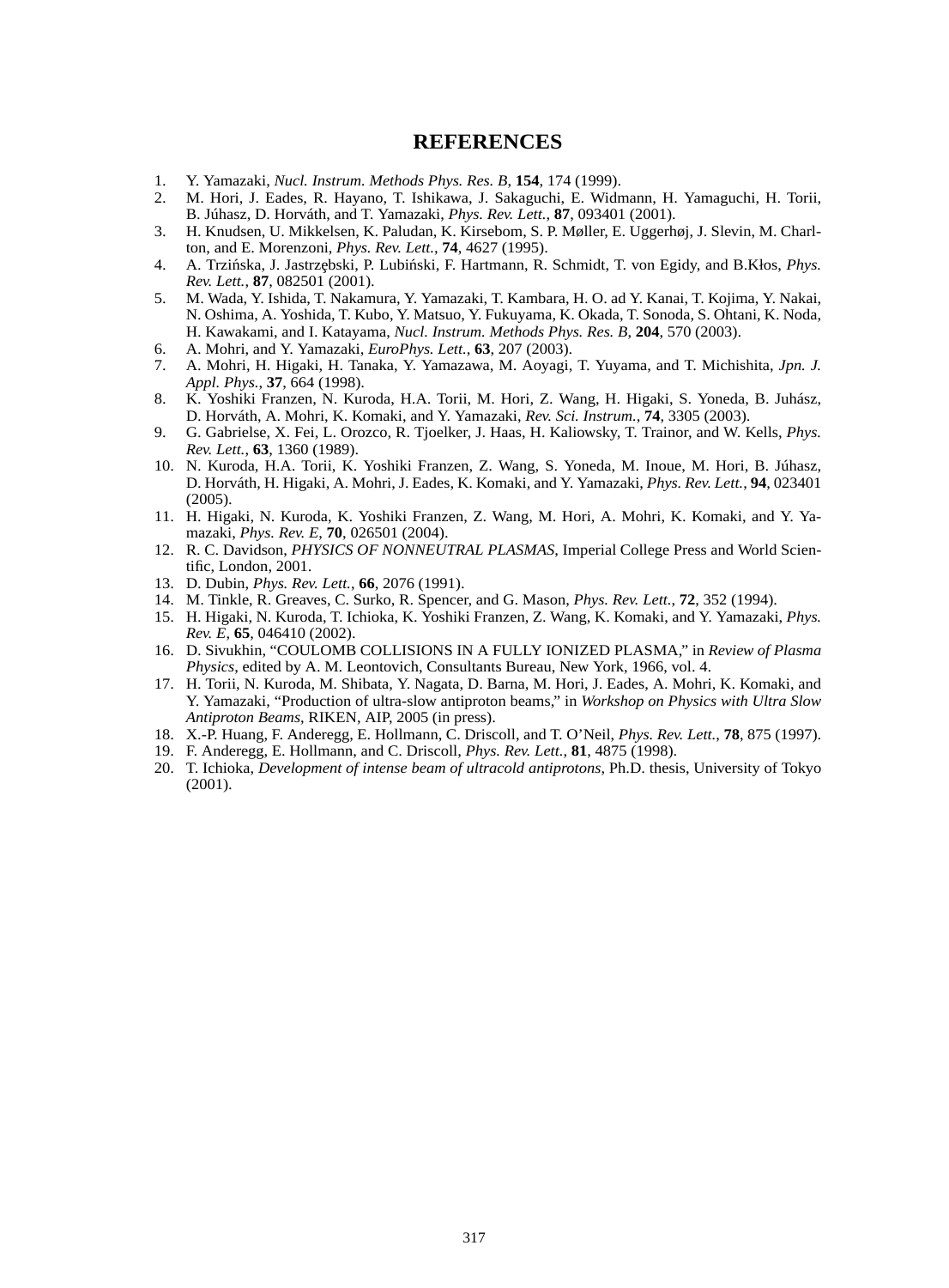## REFERENCES

1. Y. Yamazaki, *Nucl. Instrum. Methods Phys. Res. B*, **154**, 174 (1999).
2. M. Hori, J. Eades, R. Hayano, T. Ishikawa, J. Sakaguchi, E. Widmann, H. Yamaguchi, H. Torii, B. Júhasz, D. Horváth, and T. Yamazaki, *Phys. Rev. Lett.*, **87**, 093401 (2001).
3. H. Knudsen, U. Mikkelsen, K. Paludan, K. Kirsebom, S. P. Møller, E. Uggerhøj, J. Slevin, M. Charlton, and E. Morenzoni, *Phys. Rev. Lett.*, **74**, 4627 (1995).
4. A. Trzińska, J. Jastrzębski, P. Lubiński, F. Hartmann, R. Schmidt, T. von Egidy, and B.Kłos, *Phys. Rev. Lett.*, **87**, 082501 (2001).
5. M. Wada, Y. Ishida, T. Nakamura, Y. Yamazaki, T. Kambara, H. O. ad Y. Kanai, T. Kojima, Y. Nakai, N. Oshima, A. Yoshida, T. Kubo, Y. Matsuo, Y. Fukuyama, K. Okada, T. Sonoda, S. Ohtani, K. Noda, H. Kawakami, and I. Katayama, *Nucl. Instrum. Methods Phys. Res. B*, **204**, 570 (2003).
6. A. Mohri, and Y. Yamazaki, *EuroPhys. Lett.*, **63**, 207 (2003).
7. A. Mohri, H. Higaki, H. Tanaka, Y. Yamazawa, M. Aoyagi, T. Yuyama, and T. Michishita, *Jpn. J. Appl. Phys.*, **37**, 664 (1998).
8. K. Yoshiki Franzen, N. Kuroda, H.A. Torii, M. Hori, Z. Wang, H. Higaki, S. Yoneda, B. Juhász, D. Horváth, A. Mohri, K. Komaki, and Y. Yamazaki, *Rev. Sci. Instrum.*, **74**, 3305 (2003).
9. G. Gabrielse, X. Fei, L. Orozco, R. Tjoelker, J. Haas, H. Kaliowsky, T. Trainor, and W. Kells, *Phys. Rev. Lett.*, **63**, 1360 (1989).
10. N. Kuroda, H.A. Torii, K. Yoshiki Franzen, Z. Wang, S. Yoneda, M. Inoue, M. Hori, B. Júhasz, D. Horváth, H. Higaki, A. Mohri, J. Eades, K. Komaki, and Y. Yamazaki, *Phys. Rev. Lett.*, **94**, 023401 (2005).
11. H. Higaki, N. Kuroda, K. Yoshiki Franzen, Z. Wang, M. Hori, A. Mohri, K. Komaki, and Y. Yamazaki, *Phys. Rev. E*, **70**, 026501 (2004).
12. R. C. Davidson, *PHYSICS OF NONNEUTRAL PLASMAS*, Imperial College Press and World Scientific, London, 2001.
13. D. Dubin, *Phys. Rev. Lett.*, **66**, 2076 (1991).
14. M. Tinkle, R. Greaves, C. Surko, R. Spencer, and G. Mason, *Phys. Rev. Lett.*, **72**, 352 (1994).
15. H. Higaki, N. Kuroda, T. Ichioka, K. Yoshiki Franzen, Z. Wang, K. Komaki, and Y. Yamazaki, *Phys. Rev. E*, **65**, 046410 (2002).
16. D. Sivukhin, "COULOMB COLLISIONS IN A FULLY IONIZED PLASMA," in *Review of Plasma Physics*, edited by A. M. Leontovich, Consultants Bureau, New York, 1966, vol. 4.
17. H. Torii, N. Kuroda, M. Shibata, Y. Nagata, D. Barna, M. Hori, J. Eades, A. Mohri, K. Komaki, and Y. Yamazaki, "Production of ultra-slow antiproton beams," in *Workshop on Physics with Ultra Slow Antiproton Beams*, RIKEN, AIP, 2005 (in press).
18. X.-P. Huang, F. Anderegg, E. Hollmann, C. Driscoll, and T. O'Neil, *Phys. Rev. Lett.*, **78**, 875 (1997).
19. F. Anderegg, E. Hollmann, and C. Driscoll, *Phys. Rev. Lett.*, **81**, 4875 (1998).
20. T. Ichioka, *Development of intense beam of ultracold antiprotons*, Ph.D. thesis, University of Tokyo (2001).